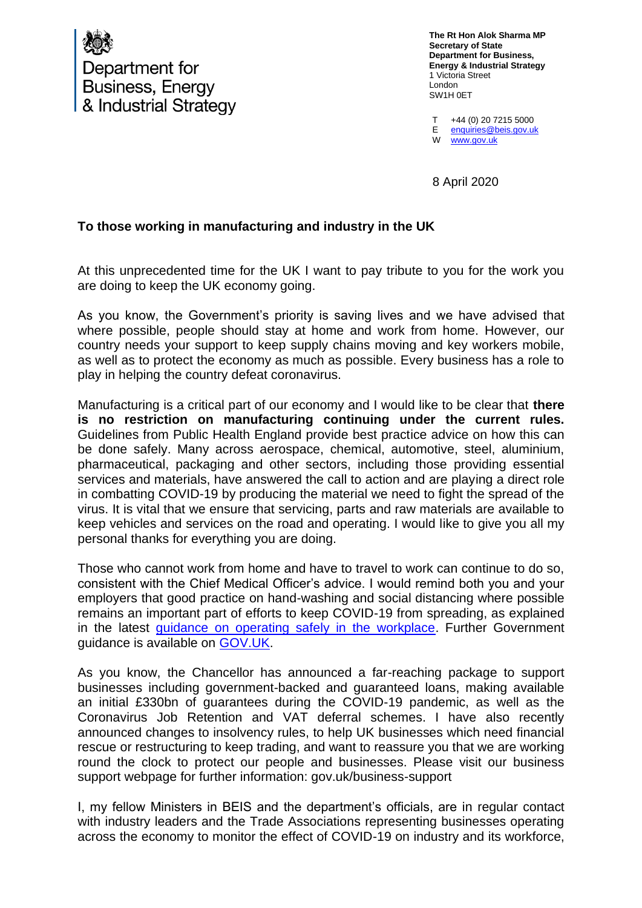Department for Business, Energy & Industrial Strategy

**The Rt Hon Alok Sharma MP**
**Secretary of State**
**Department for Business, Energy & Industrial Strategy**
1 Victoria Street
London
SW1H 0ET

T +44 (0) 20 7215 5000
E [enquiries@beis.gov.uk](mailto:enquiries@beis.gov.uk)
W [www.gov.uk](http://www.gov.uk)

8 April 2020

**To those working in manufacturing and industry in the UK**

At this unprecedented time for the UK I want to pay tribute to you for the work you are doing to keep the UK economy going.

As you know, the Government's priority is saving lives and we have advised that where possible, people should stay at home and work from home. However, our country needs your support to keep supply chains moving and key workers mobile, as well as to protect the economy as much as possible. Every business has a role to play in helping the country defeat coronavirus.

Manufacturing is a critical part of our economy and I would like to be clear that **there is no restriction on manufacturing continuing under the current rules.** Guidelines from Public Health England provide best practice advice on how this can be done safely. Many across aerospace, chemical, automotive, steel, aluminium, pharmaceutical, packaging and other sectors, including those providing essential services and materials, have answered the call to action and are playing a direct role in combatting COVID-19 by producing the material we need to fight the spread of the virus. It is vital that we ensure that servicing, parts and raw materials are available to keep vehicles and services on the road and operating. I would like to give you all my personal thanks for everything you are doing.

Those who cannot work from home and have to travel to work can continue to do so, consistent with the Chief Medical Officer's advice. I would remind both you and your employers that good practice on hand-washing and social distancing where possible remains an important part of efforts to keep COVID-19 from spreading, as explained in the latest guidance on operating safely in the workplace. Further Government guidance is available on GOV.UK.

As you know, the Chancellor has announced a far-reaching package to support businesses including government-backed and guaranteed loans, making available an initial £330bn of guarantees during the COVID-19 pandemic, as well as the Coronavirus Job Retention and VAT deferral schemes. I have also recently announced changes to insolvency rules, to help UK businesses which need financial rescue or restructuring to keep trading, and want to reassure you that we are working round the clock to protect our people and businesses. Please visit our business support webpage for further information: gov.uk/business-support

I, my fellow Ministers in BEIS and the department's officials, are in regular contact with industry leaders and the Trade Associations representing businesses operating across the economy to monitor the effect of COVID-19 on industry and its workforce,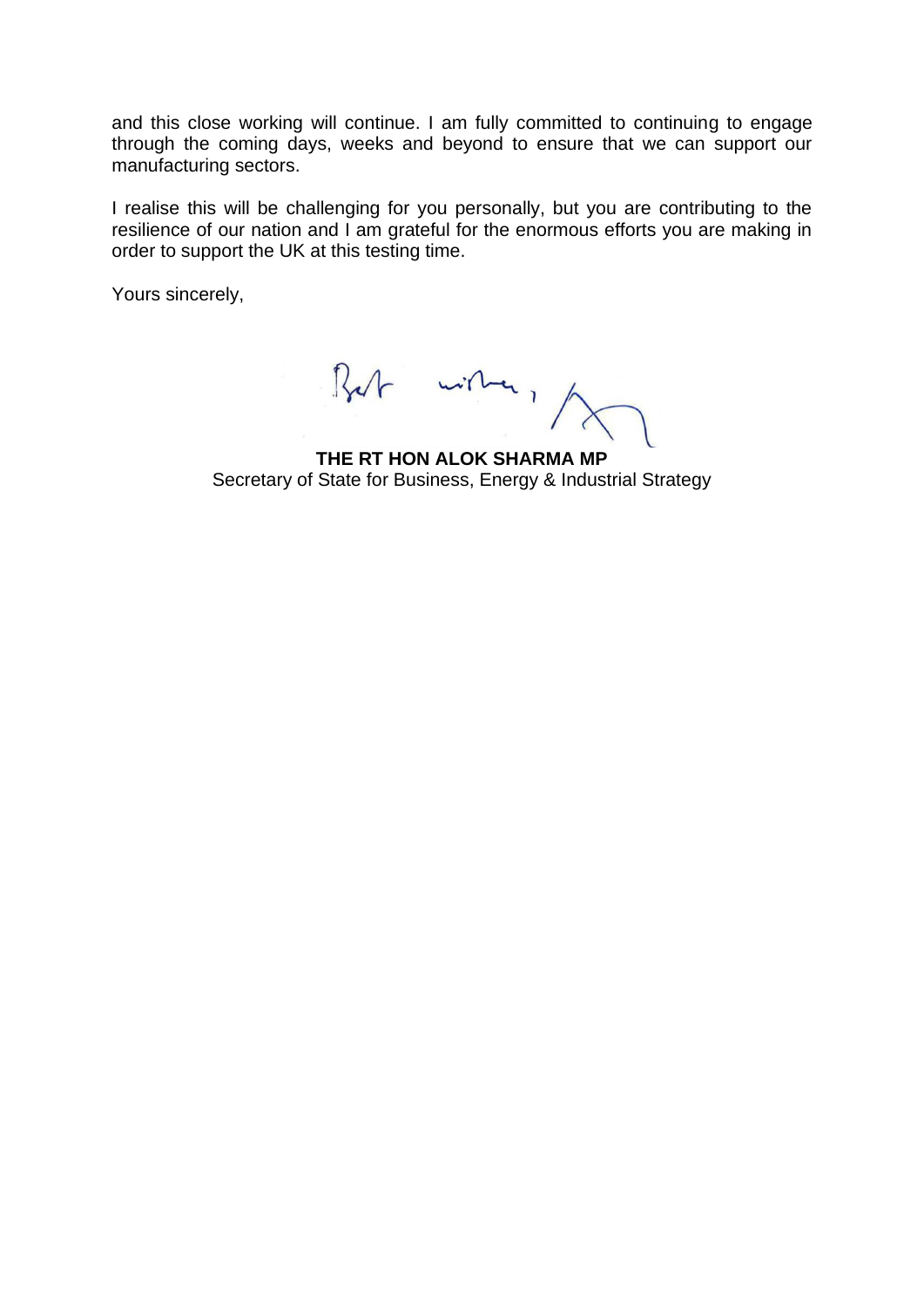and this close working will continue. I am fully committed to continuing to engage through the coming days, weeks and beyond to ensure that we can support our manufacturing sectors.

I realise this will be challenging for you personally, but you are contributing to the resilience of our nation and I am grateful for the enormous efforts you are making in order to support the UK at this testing time.

Yours sincerely,

Best wishes, A

**THE RT HON ALOK SHARMA MP**
Secretary of State for Business, Energy & Industrial Strategy